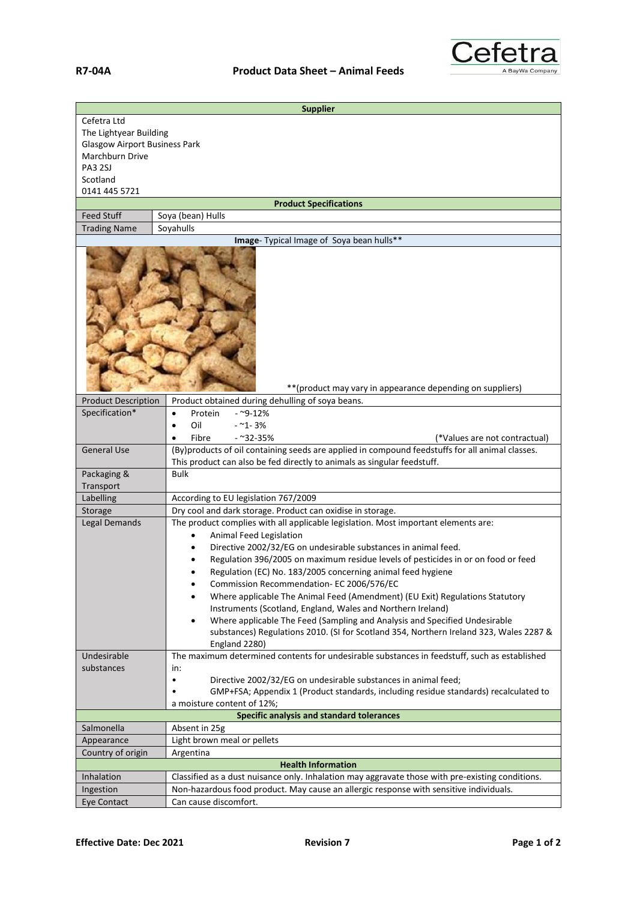**R7-04A** **Product Data Sheet – Animal Feeds**

Cefetra
A BayWa Company

| **Supplier** | |
|---|---|
| Cefetra Ltd<br>The Lightyear Building<br>Glasgow Airport Business Park<br>Marchburn Drive<br>PA3 2SJ<br>Scotland<br>0141 445 5721 | |
| **Product Specifications** | |
| Feed Stuff | Soya (bean) Hulls |
| Trading Name | Soyahulls |
| **Image**- Typical Image of Soya bean hulls** | |
| **(product may vary in appearance depending on suppliers) | |
| Product Description | Product obtained during dehulling of soya beans. |
| Specification* | • Protein - ~9-12%<br>• Oil - ~1- 3%<br>• Fibre - ~32-35% (*Values are not contractual) |
| General Use | (By)products of oil containing seeds are applied in compound feedstuffs for all animal classes. This product can also be fed directly to animals as singular feedstuff. |
| Packaging & Transport | Bulk |
| Labelling | According to EU legislation 767/2009 |
| Storage | Dry cool and dark storage. Product can oxidise in storage. |
| Legal Demands | The product complies with all applicable legislation. Most important elements are:<br>• Animal Feed Legislation<br>• Directive 2002/32/EG on undesirable substances in animal feed.<br>• Regulation 396/2005 on maximum residue levels of pesticides in or on food or feed<br>• Regulation (EC) No. 183/2005 concerning animal feed hygiene<br>• Commission Recommendation- EC 2006/576/EC<br>• Where applicable The Animal Feed (Amendment) (EU Exit) Regulations Statutory Instruments (Scotland, England, Wales and Northern Ireland)<br>• Where applicable The Feed (Sampling and Analysis and Specified Undesirable substances) Regulations 2010. (SI for Scotland 354, Northern Ireland 323, Wales 2287 & England 2280) |
| Undesirable substances | The maximum determined contents for undesirable substances in feedstuff, such as established in:<br>• Directive 2002/32/EG on undesirable substances in animal feed;<br>• GMP+FSA; Appendix 1 (Product standards, including residue standards) recalculated to a moisture content of 12%; |
| **Specific analysis and standard tolerances** | |
| Salmonella | Absent in 25g |
| Appearance | Light brown meal or pellets |
| Country of origin | Argentina |
| **Health Information** | |
| Inhalation | Classified as a dust nuisance only. Inhalation may aggravate those with pre-existing conditions. |
| Ingestion | Non-hazardous food product. May cause an allergic response with sensitive individuals. |
| Eye Contact | Can cause discomfort. |

**Effective Date: Dec 2021** **Revision 7**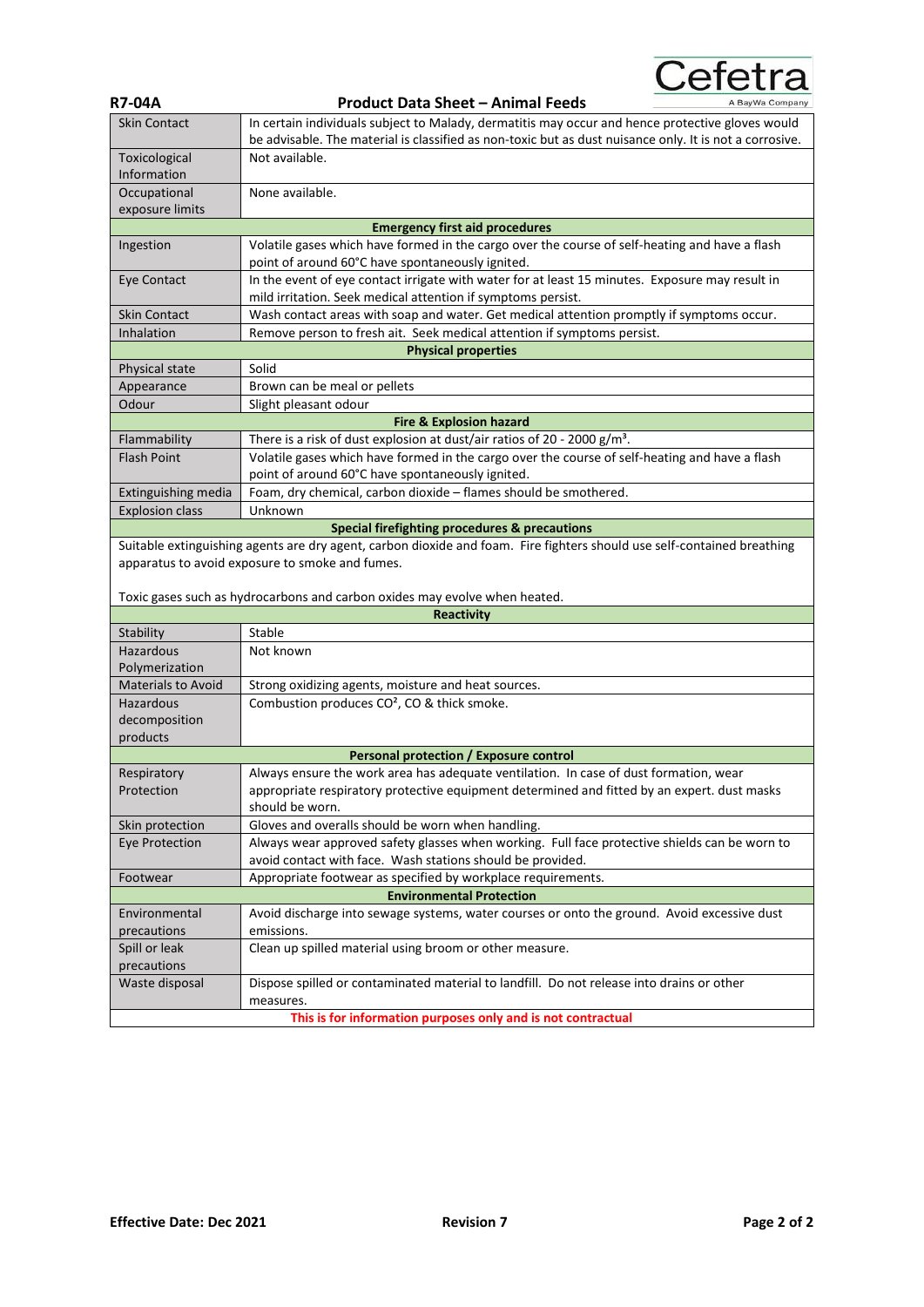| | |
|---|---|
| Skin Contact | In certain individuals subject to Malady, dermatitis may occur and hence protective gloves would be advisable. The material is classified as non-toxic but as dust nuisance only. It is not a corrosive. |
| Toxicological Information | Not available. |
| Occupational exposure limits | None available. |
| **Emergency first aid procedures** | |
| Ingestion | Volatile gases which have formed in the cargo over the course of self-heating and have a flash point of around 60°C have spontaneously ignited. |
| Eye Contact | In the event of eye contact irrigate with water for at least 15 minutes. Exposure may result in mild irritation. Seek medical attention if symptoms persist. |
| Skin Contact | Wash contact areas with soap and water. Get medical attention promptly if symptoms occur. |
| Inhalation | Remove person to fresh ait. Seek medical attention if symptoms persist. |
| **Physical properties** | |
| Physical state | Solid |
| Appearance | Brown can be meal or pellets |
| Odour | Slight pleasant odour |
| **Fire & Explosion hazard** | |
| Flammability | There is a risk of dust explosion at dust/air ratios of 20 - 2000 g/m³. |
| Flash Point | Volatile gases which have formed in the cargo over the course of self-heating and have a flash point of around 60°C have spontaneously ignited. |
| Extinguishing media | Foam, dry chemical, carbon dioxide – flames should be smothered. |
| Explosion class | Unknown |
| **Special firefighting procedures & precautions** | |
| Suitable extinguishing agents are dry agent, carbon dioxide and foam. Fire fighters should use self-contained breathing apparatus to avoid exposure to smoke and fumes. Toxic gases such as hydrocarbons and carbon oxides may evolve when heated. | |
| **Reactivity** | |
| Stability | Stable |
| Hazardous Polymerization | Not known |
| Materials to Avoid | Strong oxidizing agents, moisture and heat sources. |
| Hazardous decomposition products | Combustion produces $CO^2$, CO & thick smoke. |
| **Personal protection / Exposure control** | |
| Respiratory Protection | Always ensure the work area has adequate ventilation. In case of dust formation, wear appropriate respiratory protective equipment determined and fitted by an expert. dust masks should be worn. |
| Skin protection | Gloves and overalls should be worn when handling. |
| Eye Protection | Always wear approved safety glasses when working. Full face protective shields can be worn to avoid contact with face. Wash stations should be provided. |
| Footwear | Appropriate footwear as specified by workplace requirements. |
| **Environmental Protection** | |
| Environmental precautions | Avoid discharge into sewage systems, water courses or onto the ground. Avoid excessive dust emissions. |
| Spill or leak precautions | Clean up spilled material using broom or other measure. |
| Waste disposal | Dispose spilled or contaminated material to landfill. Do not release into drains or other measures. |
| **This is for information purposes only and is not contractual** | |